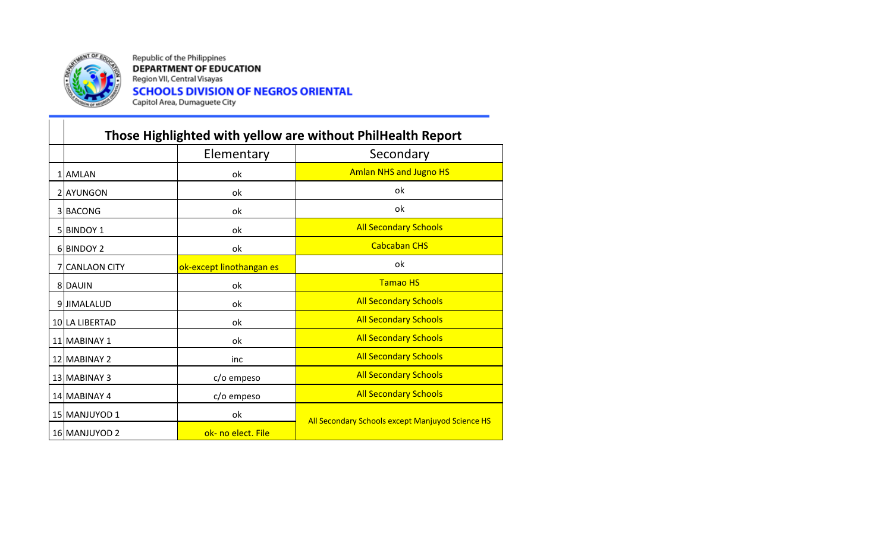Republic of the Philippines
**DEPARTMENT OF EDUCATION**
Region VII, Central Visayas
**SCHOOLS DIVISION OF NEGROS ORIENTAL**
Capitol Area, Dumaguete City

## Those Highlighted with yellow are without PhilHealth Report

| | | Elementary | Secondary |
|---|---|---|---|
| 1 | AMLAN | ok | Amlan NHS and Jugno HS |
| 2 | AYUNGON | ok | ok |
| 3 | BACONG | ok | ok |
| 5 | BINDOY 1 | ok | All Secondary Schools |
| 6 | BINDOY 2 | ok | Cabcaban CHS |
| 7 | CANLAON CITY | ok-except linothangan es | ok |
| 8 | DAUIN | ok | Tamao HS |
| 9 | JIMALALUD | ok | All Secondary Schools |
| 10 | LA LIBERTAD | ok | All Secondary Schools |
| 11 | MABINAY 1 | ok | All Secondary Schools |
| 12 | MABINAY 2 | inc | All Secondary Schools |
| 13 | MABINAY 3 | c/o empeso | All Secondary Schools |
| 14 | MABINAY 4 | c/o empeso | All Secondary Schools |
| 15 | MANJUYOD 1 | ok | All Secondary Schools except Manjuyod Science HS |
| 16 | MANJUYOD 2 | ok- no elect. File | |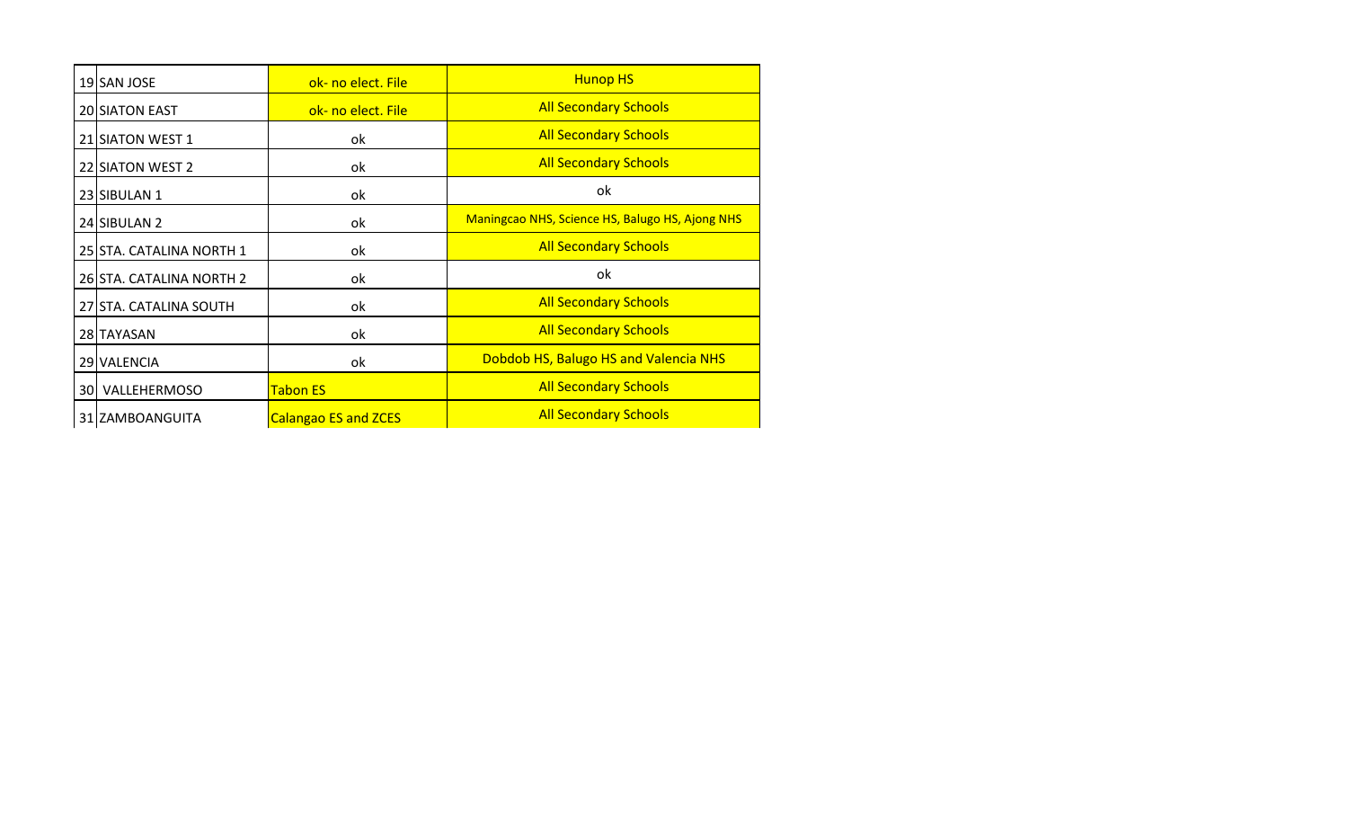| | | | |
|---|---|---|---|
| 19 | SAN JOSE | ok- no elect. File | Hunop HS |
| 20 | SIATON EAST | ok- no elect. File | All Secondary Schools |
| 21 | SIATON WEST 1 | ok | All Secondary Schools |
| 22 | SIATON WEST 2 | ok | All Secondary Schools |
| 23 | SIBULAN 1 | ok | ok |
| 24 | SIBULAN 2 | ok | Maningcao NHS, Science HS, Balugo HS, Ajong NHS |
| 25 | STA. CATALINA NORTH 1 | ok | All Secondary Schools |
| 26 | STA. CATALINA NORTH 2 | ok | ok |
| 27 | STA. CATALINA SOUTH | ok | All Secondary Schools |
| 28 | TAYASAN | ok | All Secondary Schools |
| 29 | VALENCIA | ok | Dobdob HS, Balugo HS and Valencia NHS |
| 30 | VALLEHERMOSO | Tabon ES | All Secondary Schools |
| 31 | ZAMBOANGUITA | Calangao ES and ZCES | All Secondary Schools |